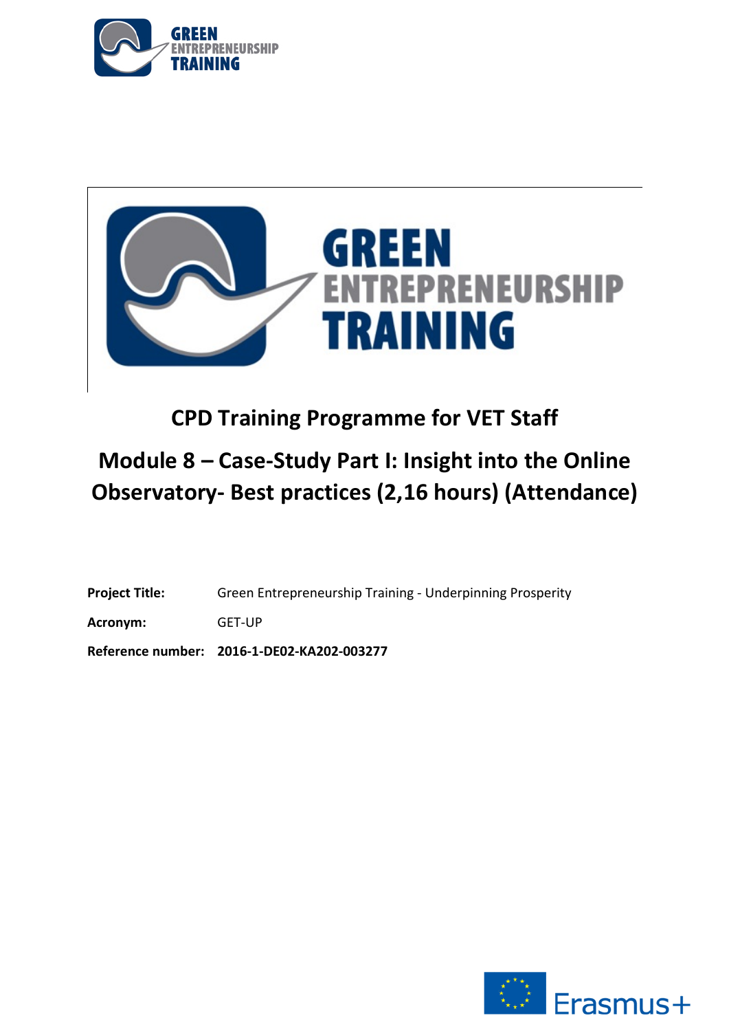# CPD Training Programme for VET Staff

# Module 8 – Case-Study Part I: Insight into the Online Observatory- Best practices (2,16 hours) (Attendance)

**Project Title:** Green Entrepreneurship Training - Underpinning Prosperity

**Acronym:** GET-UP

**Reference number:** **2016-1-DE02-KA202-003277**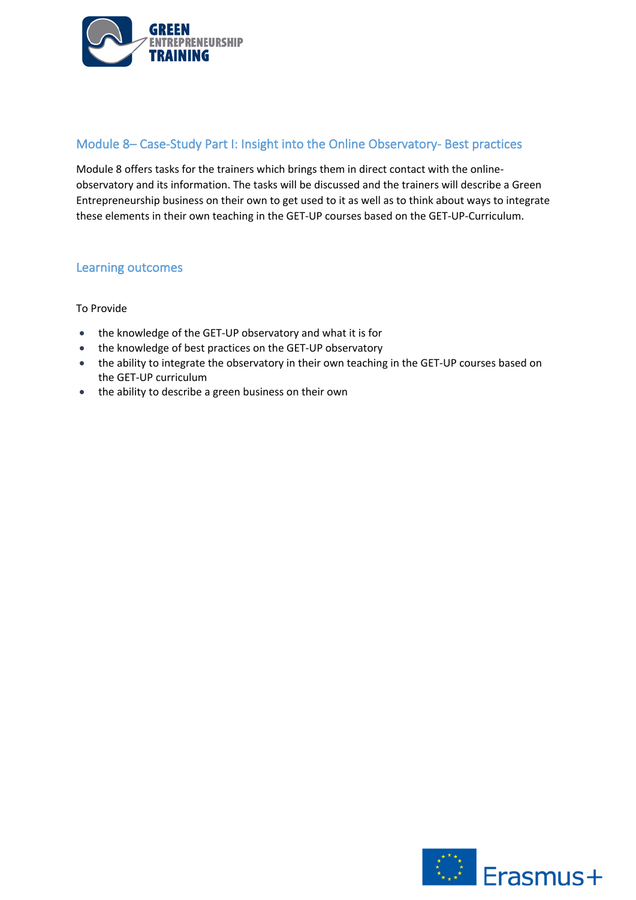## Module 8– Case-Study Part I: Insight into the Online Observatory- Best practices

Module 8 offers tasks for the trainers which brings them in direct contact with the online-observatory and its information. The tasks will be discussed and the trainers will describe a Green Entrepreneurship business on their own to get used to it as well as to think about ways to integrate these elements in their own teaching in the GET-UP courses based on the GET-UP-Curriculum.

## Learning outcomes

To Provide

- the knowledge of the GET-UP observatory and what it is for
- the knowledge of best practices on the GET-UP observatory
- the ability to integrate the observatory in their own teaching in the GET-UP courses based on the GET-UP curriculum
- the ability to describe a green business on their own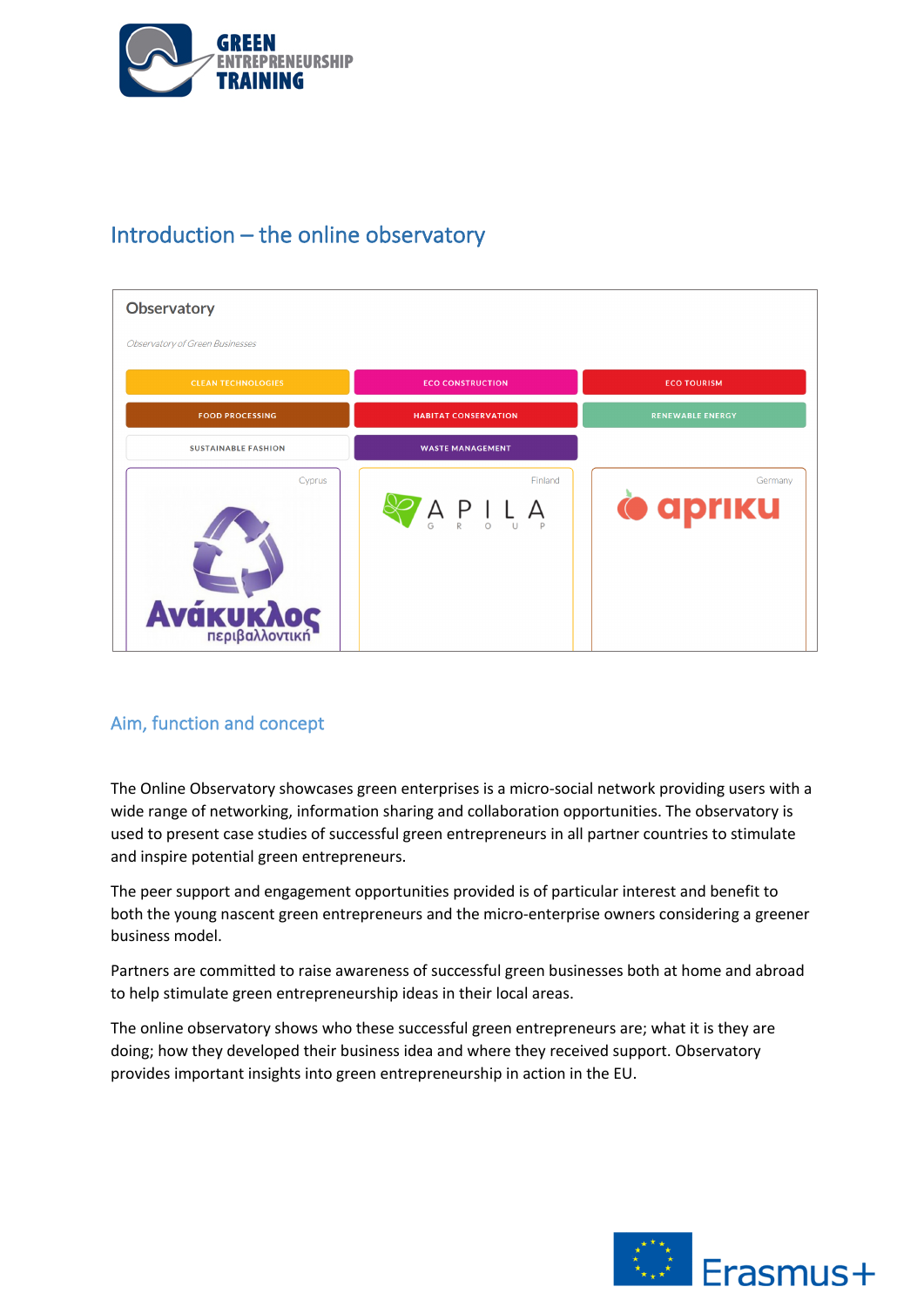## Introduction – the online observatory

### Aim, function and concept

The Online Observatory showcases green enterprises is a micro-social network providing users with a wide range of networking, information sharing and collaboration opportunities. The observatory is used to present case studies of successful green entrepreneurs in all partner countries to stimulate and inspire potential green entrepreneurs.

The peer support and engagement opportunities provided is of particular interest and benefit to both the young nascent green entrepreneurs and the micro-enterprise owners considering a greener business model.

Partners are committed to raise awareness of successful green businesses both at home and abroad to help stimulate green entrepreneurship ideas in their local areas.

The online observatory shows who these successful green entrepreneurs are; what it is they are doing; how they developed their business idea and where they received support. Observatory provides important insights into green entrepreneurship in action in the EU.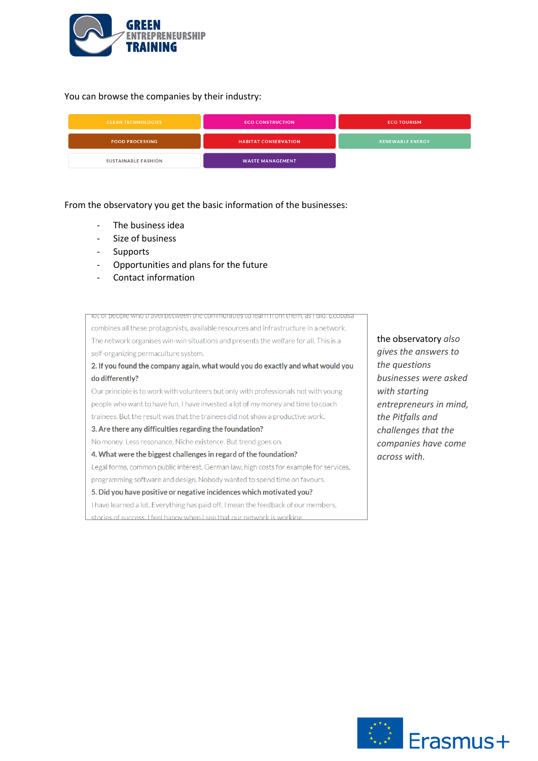You can browse the companies by their industry:

| CLEAN TECHNOLOGIES | ECO CONSTRUCTION | ECO TOURISM |
|---|---|---|
| FOOD PROCESSING | HABITAT CONSERVATION | RENEWABLE ENERGY |
| SUSTAINABLE FASHION | WASTE MANAGEMENT | |

From the observatory you get the basic information of the businesses:

- The business idea
- Size of business
- Supports
- Opportunities and plans for the future
- Contact information

lot of people who travel between the communities to learn from them, as I did. Ecobasa combines all these protagonists, available resources and infrastructure in a network. The network organises win-win situations and presents the welfare for all. This is a self-organizing permaculture system.

**2. If you found the company again, what would you do exactly and what would you do differently?**

Our principle is to work with volunteers but only with professionals not with young people who want to have fun. I have invested a lot of my money and time to coach trainees. But the result was that the trainees did not show a productive work.

**3. Are there any difficulties regarding the foundation?**

No money. Less resonance. Niche existence. But trend goes on.

**4. What were the biggest challenges in regard of the foundation?**

Legal forms, common public interest, German law, high costs for example for services, programming software and design. Nobody wanted to spend time on favours.

**5. Did you have positive or negative incidences which motivated you?**

I have learned a lot. Everything has paid off. I mean the feedback of our members, stories of success. I feel happy when I see that our network is working.

the observatory *also gives the answers to the questions businesses were asked with starting entrepreneurs in mind, the Pitfalls and challenges that the companies have come across with.*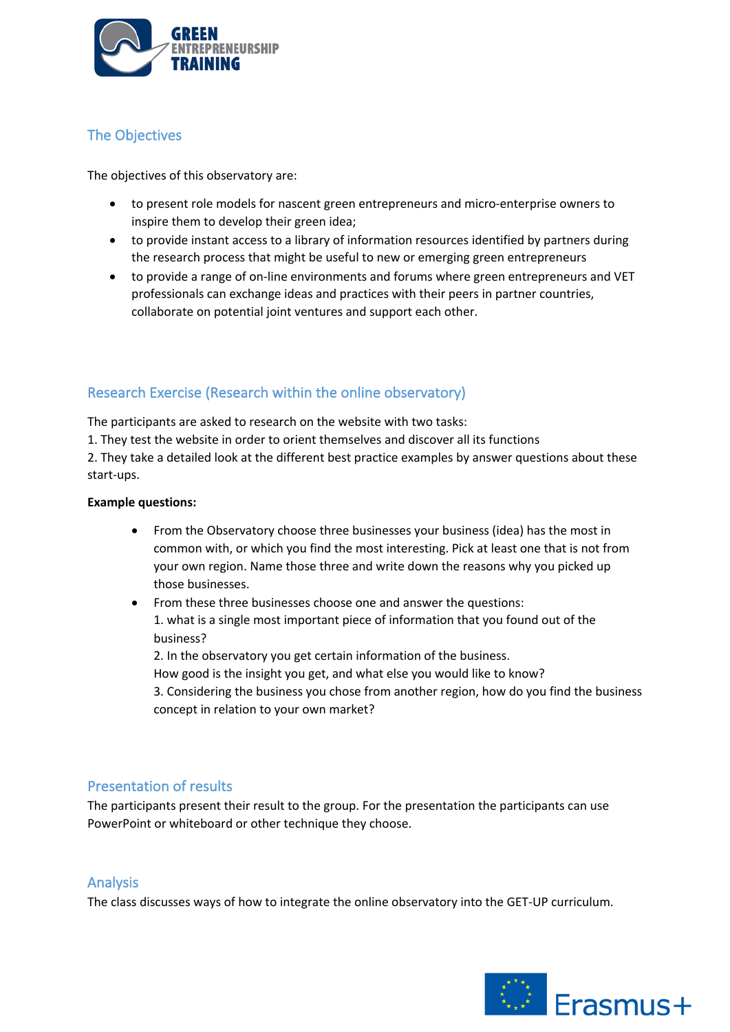## The Objectives

The objectives of this observatory are:

- to present role models for nascent green entrepreneurs and micro-enterprise owners to inspire them to develop their green idea;
- to provide instant access to a library of information resources identified by partners during the research process that might be useful to new or emerging green entrepreneurs
- to provide a range of on-line environments and forums where green entrepreneurs and VET professionals can exchange ideas and practices with their peers in partner countries, collaborate on potential joint ventures and support each other.

## Research Exercise (Research within the online observatory)

The participants are asked to research on the website with two tasks:
1. They test the website in order to orient themselves and discover all its functions
2. They take a detailed look at the different best practice examples by answer questions about these start-ups.

**Example questions:**

- From the Observatory choose three businesses your business (idea) has the most in common with, or which you find the most interesting. Pick at least one that is not from your own region. Name those three and write down the reasons why you picked up those businesses.
- From these three businesses choose one and answer the questions:
  1. what is a single most important piece of information that you found out of the business?
  2. In the observatory you get certain information of the business. How good is the insight you get, and what else you would like to know?
  3. Considering the business you chose from another region, how do you find the business concept in relation to your own market?

## Presentation of results

The participants present their result to the group. For the presentation the participants can use PowerPoint or whiteboard or other technique they choose.

## Analysis

The class discusses ways of how to integrate the online observatory into the GET-UP curriculum.